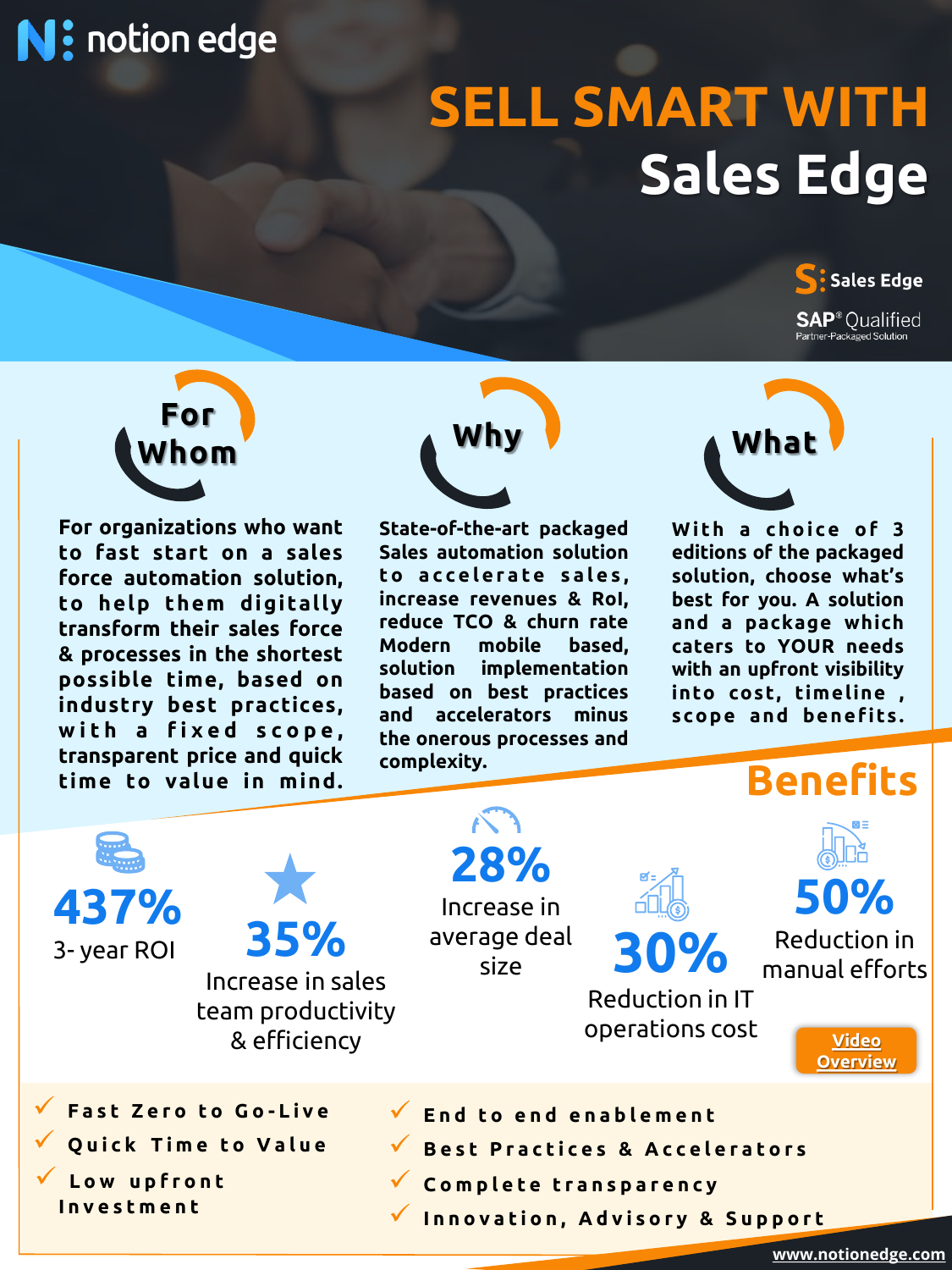notion edge

# SELL SMART WITH Sales Edge

Sales Edge

SAP® Qualified
Partner-Packaged Solution

## For Whom

For organizations who want to fast start on a sales force automation solution, to help them digitally transform their sales force & processes in the shortest possible time, based on industry best practices, with a fixed scope, transparent price and quick time to value in mind.

## Why

State-of-the-art packaged Sales automation solution to accelerate sales, increase revenues & RoI, reduce TCO & churn rate Modern mobile based, solution implementation based on best practices and accelerators minus the onerous processes and complexity.

## What

With a choice of 3 editions of the packaged solution, choose what's best for you. A solution and a package which caters to YOUR needs with an upfront visibility into cost, timeline, scope and benefits.

## Benefits

**437%**
3- year ROI

**35%**
Increase in sales team productivity & efficiency

**28%**
Increase in average deal size

**30%**
Reduction in IT operations cost

**50%**
Reduction in manual efforts

Video Overview

- ✓ Fast Zero to Go-Live
- ✓ Quick Time to Value
- ✓ Low upfront Investment
- ✓ End to end enablement
- ✓ Best Practices & Accelerators
- ✓ Complete transparency
- ✓ Innovation, Advisory & Support

www.notionedge.com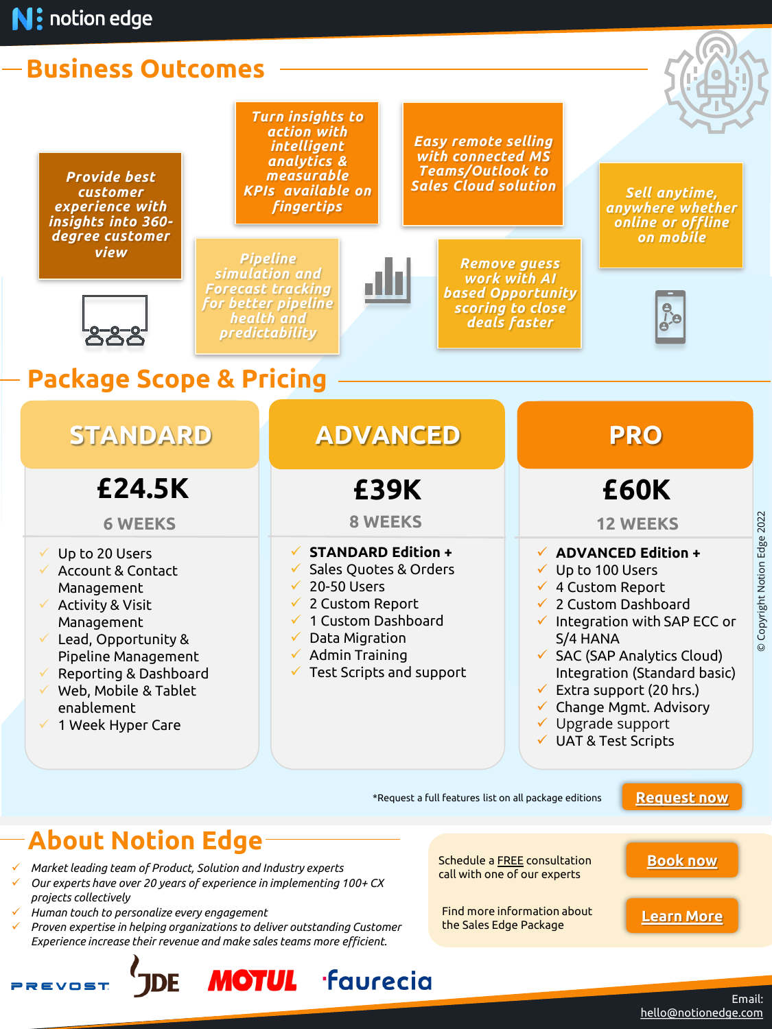notion edge

## Business Outcomes

*Provide best customer experience with insights into 360-degree customer view*

*Turn insights to action with intelligent analytics & measurable KPIs available on fingertips*

*Pipeline simulation and Forecast tracking for better pipeline health and predictability*

*Easy remote selling with connected MS Teams/Outlook to Sales Cloud solution*

*Remove guess work with AI based Opportunity scoring to close deals faster*

*Sell anytime, anywhere whether online or offline on mobile*

## Package Scope & Pricing

| STANDARD | ADVANCED | PRO |
|---|---|---|
| £24.5K | £39K | £60K |
| 6 WEEKS | 8 WEEKS | 12 WEEKS |
| ✓ Up to 20 Users<br>✓ Account & Contact Management<br>✓ Activity & Visit Management<br>✓ Lead, Opportunity & Pipeline Management<br>✓ Reporting & Dashboard<br>✓ Web, Mobile & Tablet enablement<br>✓ 1 Week Hyper Care | ✓ **STANDARD Edition +**<br>✓ Sales Quotes & Orders<br>✓ 20-50 Users<br>✓ 2 Custom Report<br>✓ 1 Custom Dashboard<br>✓ Data Migration<br>✓ Admin Training<br>✓ Test Scripts and support | ✓ **ADVANCED Edition +**<br>✓ Up to 100 Users<br>✓ 4 Custom Report<br>✓ 2 Custom Dashboard<br>✓ Integration with SAP ECC or S/4 HANA<br>✓ SAC (SAP Analytics Cloud) Integration (Standard basic)<br>✓ Extra support (20 hrs.)<br>✓ Change Mgmt. Advisory<br>✓ Upgrade support<br>✓ UAT & Test Scripts |

*Request a full features list on all package editions

**Request now**

© Copyright Notion Edge 2022

## About Notion Edge

- ✓ *Market leading team of Product, Solution and Industry experts*
- ✓ *Our experts have over 20 years of experience in implementing 100+ CX projects collectively*
- ✓ *Human touch to personalize every engagement*
- ✓ *Proven expertise in helping organizations to deliver outstanding Customer Experience increase their revenue and make sales teams more efficient.*

Schedule a FREE consultation call with one of our experts — **Book now**

Find more information about the Sales Edge Package — **Learn More**

PREVOST JDE MOTUL faurecia

Email:
hello@notionedge.com